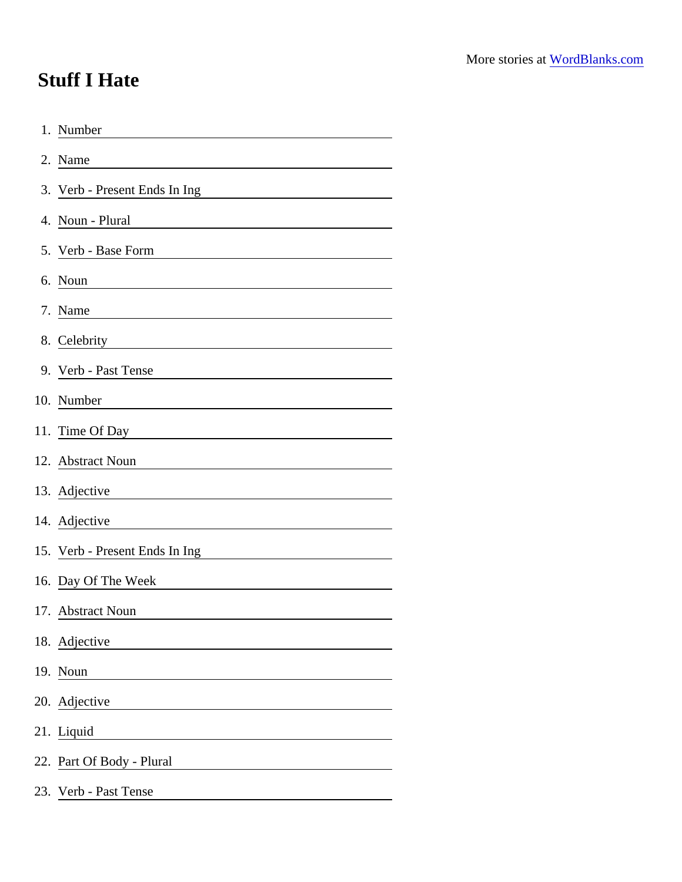More stories at WordBlanks.com

# Stuff I Hate

1. Number \_\_\_\_\_\_\_\_\_\_\_\_\_\_\_\_\_\_\_\_
2. Name \_\_\_\_\_\_\_\_\_\_\_\_\_\_\_\_\_\_\_\_
3. Verb - Present Ends In Ing \_\_\_\_\_\_\_\_\_\_\_\_\_\_\_\_\_\_\_\_
4. Noun - Plural \_\_\_\_\_\_\_\_\_\_\_\_\_\_\_\_\_\_\_\_
5. Verb - Base Form \_\_\_\_\_\_\_\_\_\_\_\_\_\_\_\_\_\_\_\_
6. Noun \_\_\_\_\_\_\_\_\_\_\_\_\_\_\_\_\_\_\_\_
7. Name \_\_\_\_\_\_\_\_\_\_\_\_\_\_\_\_\_\_\_\_
8. Celebrity \_\_\_\_\_\_\_\_\_\_\_\_\_\_\_\_\_\_\_\_
9. Verb - Past Tense \_\_\_\_\_\_\_\_\_\_\_\_\_\_\_\_\_\_\_\_
10. Number \_\_\_\_\_\_\_\_\_\_\_\_\_\_\_\_\_\_\_\_
11. Time Of Day \_\_\_\_\_\_\_\_\_\_\_\_\_\_\_\_\_\_\_\_
12. Abstract Noun \_\_\_\_\_\_\_\_\_\_\_\_\_\_\_\_\_\_\_\_
13. Adjective \_\_\_\_\_\_\_\_\_\_\_\_\_\_\_\_\_\_\_\_
14. Adjective \_\_\_\_\_\_\_\_\_\_\_\_\_\_\_\_\_\_\_\_
15. Verb - Present Ends In Ing \_\_\_\_\_\_\_\_\_\_\_\_\_\_\_\_\_\_\_\_
16. Day Of The Week \_\_\_\_\_\_\_\_\_\_\_\_\_\_\_\_\_\_\_\_
17. Abstract Noun \_\_\_\_\_\_\_\_\_\_\_\_\_\_\_\_\_\_\_\_
18. Adjective \_\_\_\_\_\_\_\_\_\_\_\_\_\_\_\_\_\_\_\_
19. Noun \_\_\_\_\_\_\_\_\_\_\_\_\_\_\_\_\_\_\_\_
20. Adjective \_\_\_\_\_\_\_\_\_\_\_\_\_\_\_\_\_\_\_\_
21. Liquid \_\_\_\_\_\_\_\_\_\_\_\_\_\_\_\_\_\_\_\_
22. Part Of Body - Plural \_\_\_\_\_\_\_\_\_\_\_\_\_\_\_\_\_\_\_\_
23. Verb - Past Tense \_\_\_\_\_\_\_\_\_\_\_\_\_\_\_\_\_\_\_\_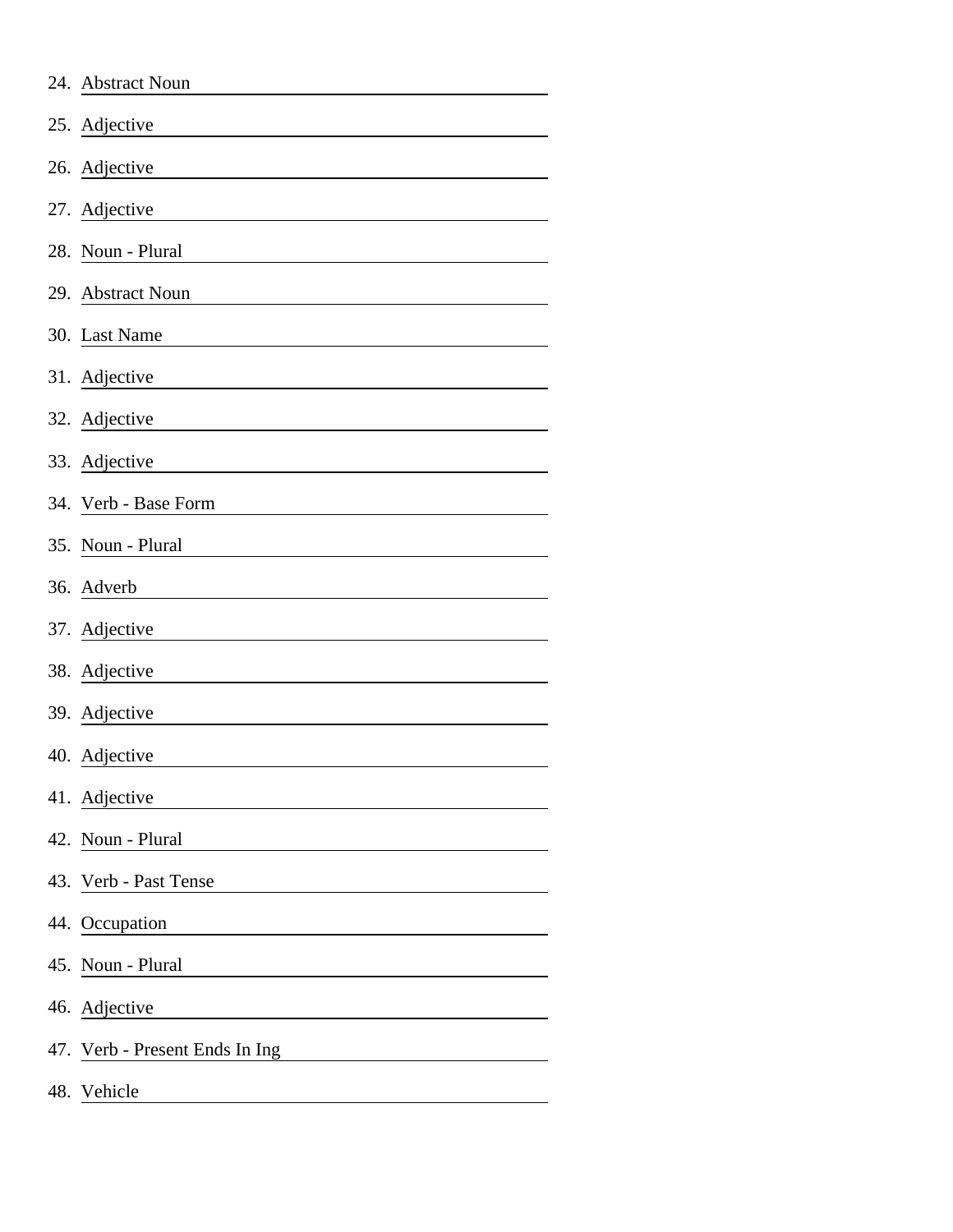24. Abstract Noun ______________________
25. Adjective ______________________
26. Adjective ______________________
27. Adjective ______________________
28. Noun - Plural ______________________
29. Abstract Noun ______________________
30. Last Name ______________________
31. Adjective ______________________
32. Adjective ______________________
33. Adjective ______________________
34. Verb - Base Form ______________________
35. Noun - Plural ______________________
36. Adverb ______________________
37. Adjective ______________________
38. Adjective ______________________
39. Adjective ______________________
40. Adjective ______________________
41. Adjective ______________________
42. Noun - Plural ______________________
43. Verb - Past Tense ______________________
44. Occupation ______________________
45. Noun - Plural ______________________
46. Adjective ______________________
47. Verb - Present Ends In Ing ______________________
48. Vehicle ______________________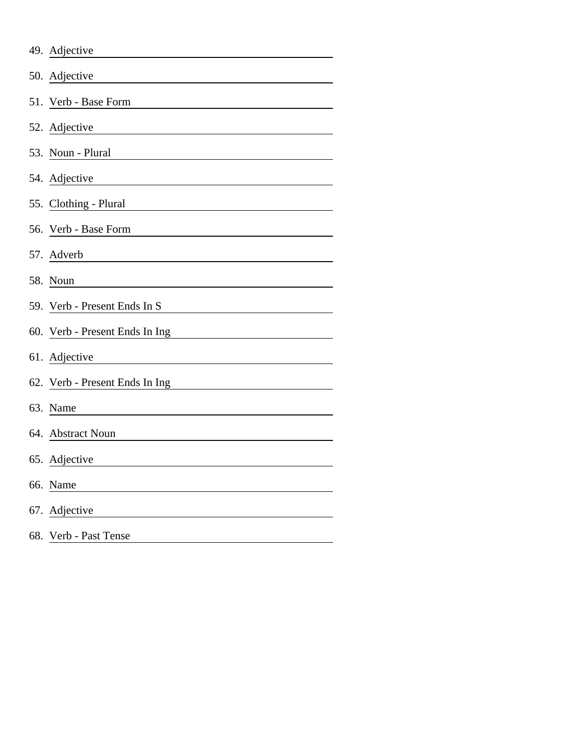49. Adjective \_\_\_\_\_\_\_\_\_\_\_\_\_\_\_\_\_\_\_\_
50. Adjective \_\_\_\_\_\_\_\_\_\_\_\_\_\_\_\_\_\_\_\_
51. Verb - Base Form \_\_\_\_\_\_\_\_\_\_\_\_\_\_\_\_\_\_\_\_
52. Adjective \_\_\_\_\_\_\_\_\_\_\_\_\_\_\_\_\_\_\_\_
53. Noun - Plural \_\_\_\_\_\_\_\_\_\_\_\_\_\_\_\_\_\_\_\_
54. Adjective \_\_\_\_\_\_\_\_\_\_\_\_\_\_\_\_\_\_\_\_
55. Clothing - Plural \_\_\_\_\_\_\_\_\_\_\_\_\_\_\_\_\_\_\_\_
56. Verb - Base Form \_\_\_\_\_\_\_\_\_\_\_\_\_\_\_\_\_\_\_\_
57. Adverb \_\_\_\_\_\_\_\_\_\_\_\_\_\_\_\_\_\_\_\_
58. Noun \_\_\_\_\_\_\_\_\_\_\_\_\_\_\_\_\_\_\_\_
59. Verb - Present Ends In S \_\_\_\_\_\_\_\_\_\_\_\_\_\_\_\_\_\_\_\_
60. Verb - Present Ends In Ing \_\_\_\_\_\_\_\_\_\_\_\_\_\_\_\_\_\_\_\_
61. Adjective \_\_\_\_\_\_\_\_\_\_\_\_\_\_\_\_\_\_\_\_
62. Verb - Present Ends In Ing \_\_\_\_\_\_\_\_\_\_\_\_\_\_\_\_\_\_\_\_
63. Name \_\_\_\_\_\_\_\_\_\_\_\_\_\_\_\_\_\_\_\_
64. Abstract Noun \_\_\_\_\_\_\_\_\_\_\_\_\_\_\_\_\_\_\_\_
65. Adjective \_\_\_\_\_\_\_\_\_\_\_\_\_\_\_\_\_\_\_\_
66. Name \_\_\_\_\_\_\_\_\_\_\_\_\_\_\_\_\_\_\_\_
67. Adjective \_\_\_\_\_\_\_\_\_\_\_\_\_\_\_\_\_\_\_\_
68. Verb - Past Tense \_\_\_\_\_\_\_\_\_\_\_\_\_\_\_\_\_\_\_\_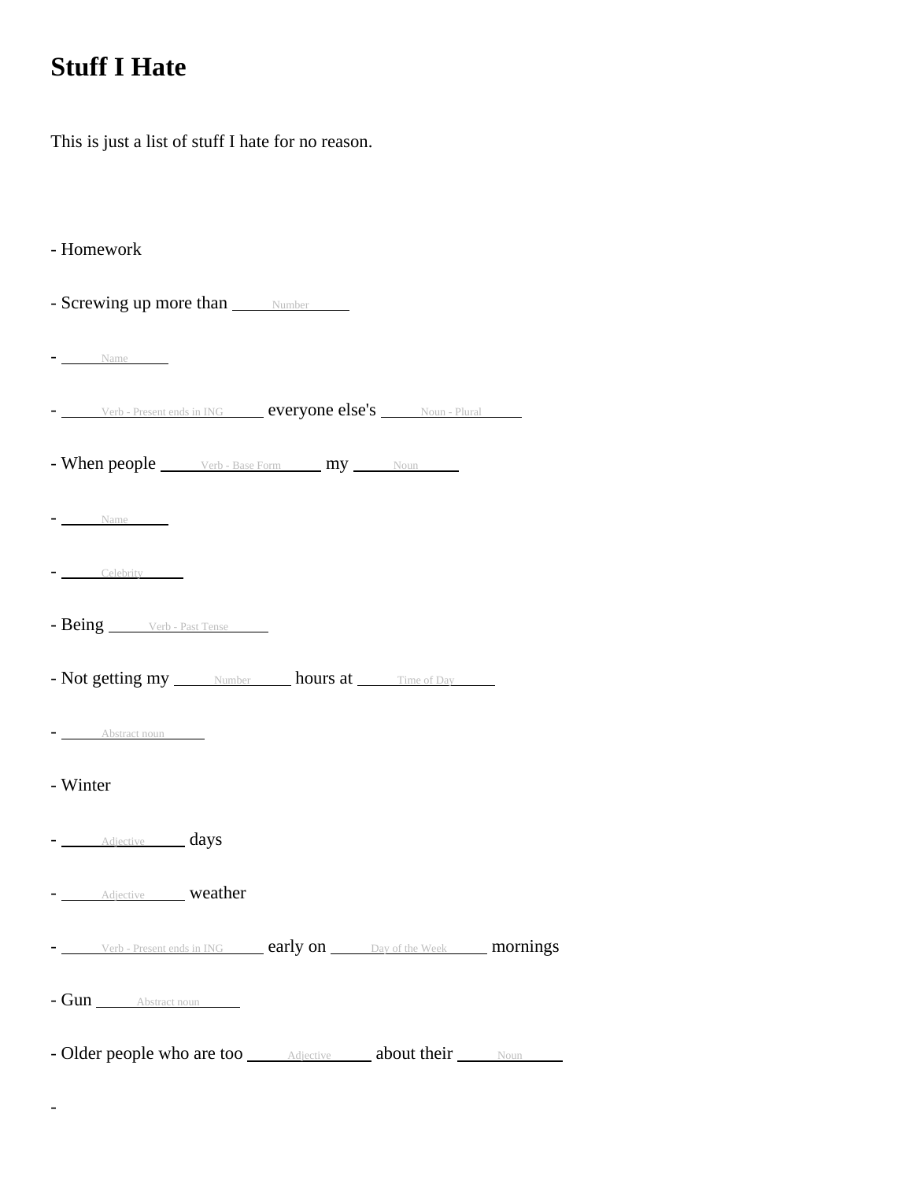# Stuff I Hate

This is just a list of stuff I hate for no reason.

- Homework
- Screwing up more than ______Number______
- ______Name______
- ______Verb - Present ends in ING______ everyone else's ______Noun - Plural______
- When people ______Verb - Base Form______ my ______Noun______
- ______Name______
- ______Celebrity______
- Being ______Verb - Past Tense______
- Not getting my ______Number______ hours at ______Time of Day______
- ______Abstract noun______
- Winter
- ______Adjective______ days
- ______Adjective______ weather
- ______Verb - Present ends in ING______ early on ______Day of the Week______ mornings
- Gun ______Abstract noun______
- Older people who are too ______Adjective______ about their ______Noun______
-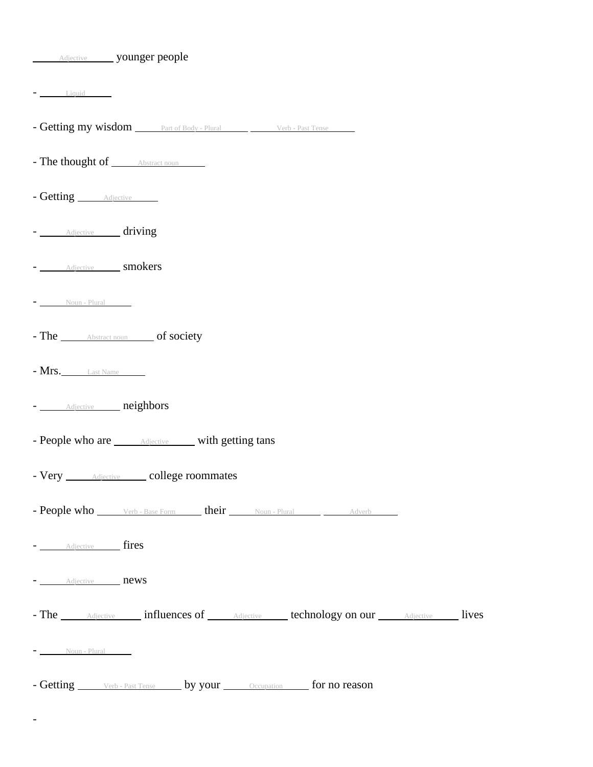\_\_\_\_Adjective\_\_\_\_ younger people

- \_\_\_\_Liquid\_\_\_\_

- Getting my wisdom \_\_\_\_Part of Body - Plural\_\_\_\_ \_\_\_\_Verb - Past Tense\_\_\_\_

- The thought of \_\_\_\_Abstract noun\_\_\_\_

- Getting \_\_\_\_Adjective\_\_\_\_

- \_\_\_\_Adjective\_\_\_\_ driving

- \_\_\_\_Adjective\_\_\_\_ smokers

- \_\_\_\_Noun - Plural\_\_\_\_

- The \_\_\_\_Abstract noun\_\_\_\_ of society

- Mrs.\_\_\_\_Last Name\_\_\_\_

- \_\_\_\_Adjective\_\_\_\_ neighbors

- People who are \_\_\_\_Adjective\_\_\_\_ with getting tans

- Very \_\_\_\_Adjective\_\_\_\_ college roommates

- People who \_\_\_\_Verb - Base Form\_\_\_\_ their \_\_\_\_Noun - Plural\_\_\_\_ \_\_\_\_Adverb\_\_\_\_

- \_\_\_\_Adjective\_\_\_\_ fires

- \_\_\_\_Adjective\_\_\_\_ news

- The \_\_\_\_Adjective\_\_\_\_ influences of \_\_\_\_Adjective\_\_\_\_ technology on our \_\_\_\_Adjective\_\_\_\_ lives

- \_\_\_\_Noun - Plural\_\_\_\_

- Getting \_\_\_\_Verb - Past Tense\_\_\_\_ by your \_\_\_\_Occupation\_\_\_\_ for no reason

-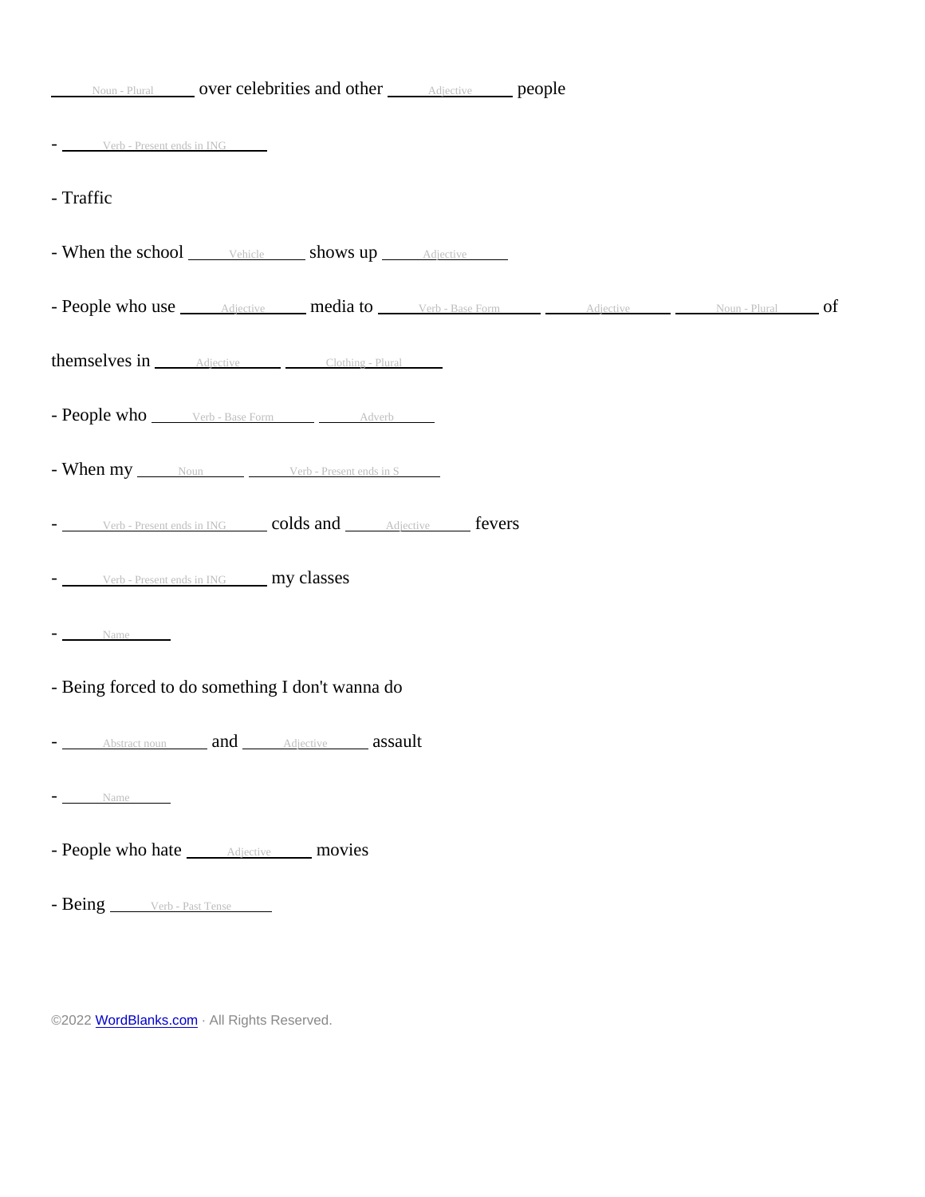\_\_\_\_\_Noun - Plural\_\_\_\_\_ over celebrities and other \_\_\_\_\_Adjective\_\_\_\_\_ people

- \_\_\_\_\_Verb - Present ends in ING\_\_\_\_\_

- Traffic

- When the school \_\_\_\_\_Vehicle\_\_\_\_\_ shows up \_\_\_\_\_Adjective\_\_\_\_\_

- People who use \_\_\_\_\_Adjective\_\_\_\_\_ media to \_\_\_\_\_Verb - Base Form\_\_\_\_\_ \_\_\_\_\_Adjective\_\_\_\_\_ \_\_\_\_\_Noun - Plural\_\_\_\_\_ of themselves in \_\_\_\_\_Adjective\_\_\_\_\_ \_\_\_\_\_Clothing - Plural\_\_\_\_\_

- People who \_\_\_\_\_Verb - Base Form\_\_\_\_\_ \_\_\_\_\_Adverb\_\_\_\_\_

- When my \_\_\_\_\_Noun\_\_\_\_\_ \_\_\_\_\_Verb - Present ends in S\_\_\_\_\_

- \_\_\_\_\_Verb - Present ends in ING\_\_\_\_\_ colds and \_\_\_\_\_Adjective\_\_\_\_\_ fevers

- \_\_\_\_\_Verb - Present ends in ING\_\_\_\_\_ my classes

- \_\_\_\_\_Name\_\_\_\_\_

- Being forced to do something I don't wanna do

- \_\_\_\_\_Abstract noun\_\_\_\_\_ and \_\_\_\_\_Adjective\_\_\_\_\_ assault

- \_\_\_\_\_Name\_\_\_\_\_

- People who hate \_\_\_\_\_Adjective\_\_\_\_\_ movies

- Being \_\_\_\_\_Verb - Past Tense\_\_\_\_\_

©2022 WordBlanks.com · All Rights Reserved.